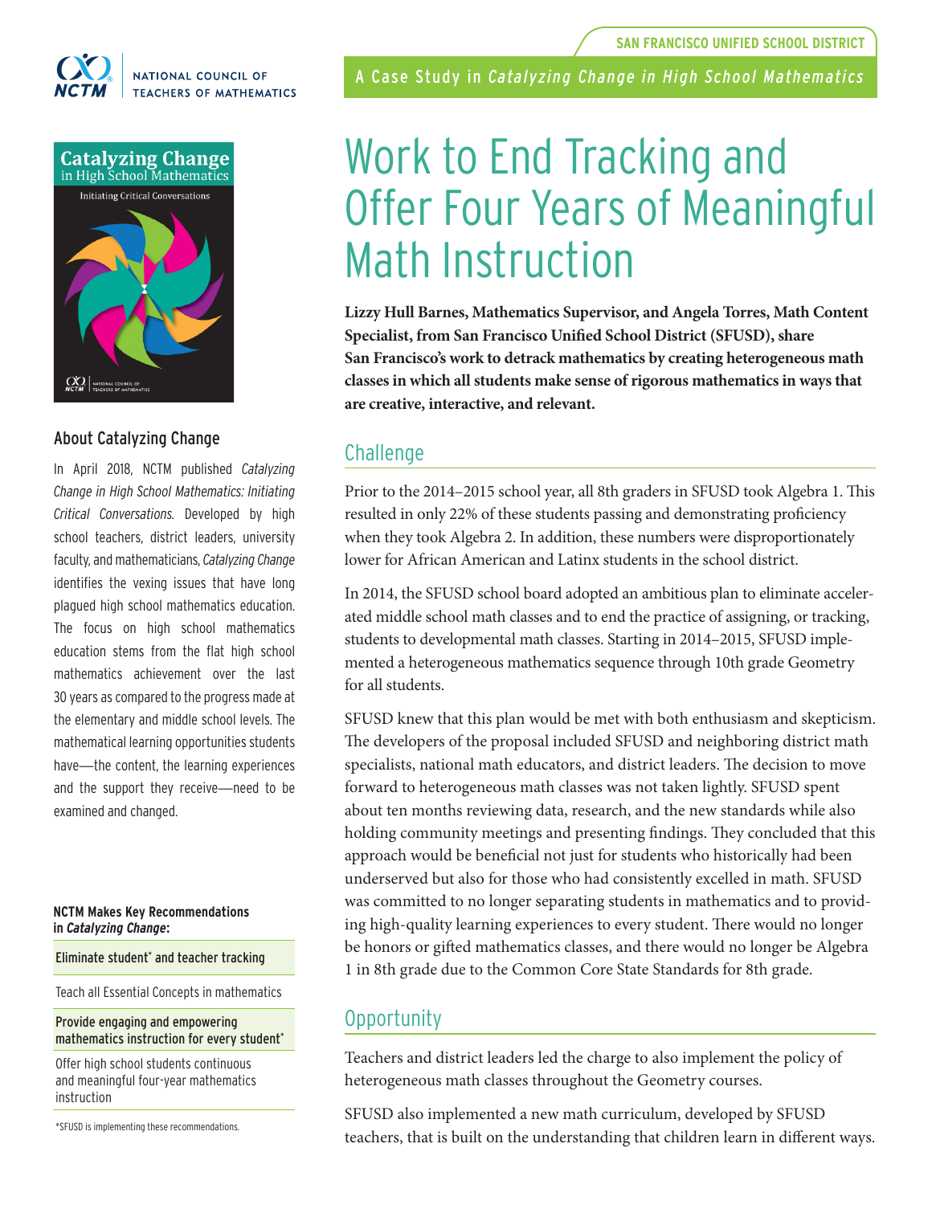NATIONAL COUNCIL OF TEACHERS OF MATHEMATICS

SAN FRANCISCO UNIFIED SCHOOL DISTRICT

A Case Study in *Catalyzing Change in High School Mathematics*

# Work to End Tracking and Offer Four Years of Meaningful Math Instruction

**Lizzy Hull Barnes, Mathematics Supervisor, and Angela Torres, Math Content Specialist, from San Francisco Unified School District (SFUSD), share San Francisco's work to detrack mathematics by creating heterogeneous math classes in which all students make sense of rigorous mathematics in ways that are creative, interactive, and relevant.**

## Challenge

Prior to the 2014–2015 school year, all 8th graders in SFUSD took Algebra 1. This resulted in only 22% of these students passing and demonstrating proficiency when they took Algebra 2. In addition, these numbers were disproportionately lower for African American and Latinx students in the school district.

In 2014, the SFUSD school board adopted an ambitious plan to eliminate accelerated middle school math classes and to end the practice of assigning, or tracking, students to developmental math classes. Starting in 2014–2015, SFUSD implemented a heterogeneous mathematics sequence through 10th grade Geometry for all students.

SFUSD knew that this plan would be met with both enthusiasm and skepticism. The developers of the proposal included SFUSD and neighboring district math specialists, national math educators, and district leaders. The decision to move forward to heterogeneous math classes was not taken lightly. SFUSD spent about ten months reviewing data, research, and the new standards while also holding community meetings and presenting findings. They concluded that this approach would be beneficial not just for students who historically had been underserved but also for those who had consistently excelled in math. SFUSD was committed to no longer separating students in mathematics and to providing high-quality learning experiences to every student. There would no longer be honors or gifted mathematics classes, and there would no longer be Algebra 1 in 8th grade due to the Common Core State Standards for 8th grade.

## Opportunity

Teachers and district leaders led the charge to also implement the policy of heterogeneous math classes throughout the Geometry courses.

SFUSD also implemented a new math curriculum, developed by SFUSD teachers, that is built on the understanding that children learn in different ways.

### About Catalyzing Change

In April 2018, NCTM published *Catalyzing Change in High School Mathematics: Initiating Critical Conversations.* Developed by high school teachers, district leaders, university faculty, and mathematicians, *Catalyzing Change* identifies the vexing issues that have long plagued high school mathematics education. The focus on high school mathematics education stems from the flat high school mathematics achievement over the last 30 years as compared to the progress made at the elementary and middle school levels. The mathematical learning opportunities students have—the content, the learning experiences and the support they receive—need to be examined and changed.

**NCTM Makes Key Recommendations in *Catalyzing Change*:**

- Eliminate student* and teacher tracking
- Teach all Essential Concepts in mathematics
- Provide engaging and empowering mathematics instruction for every student*
- Offer high school students continuous and meaningful four-year mathematics instruction

*SFUSD is implementing these recommendations.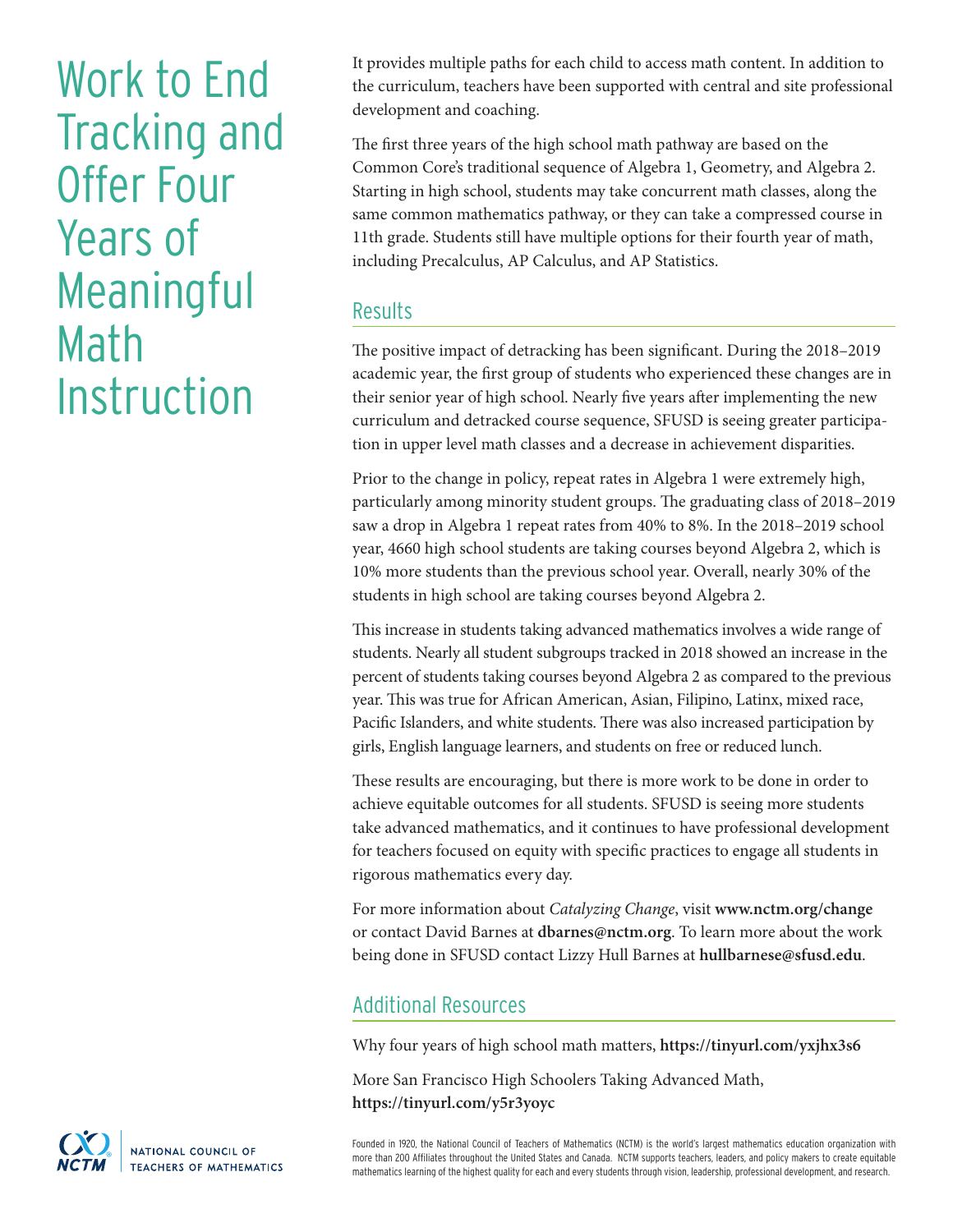# Work to End Tracking and Offer Four Years of Meaningful Math Instruction

It provides multiple paths for each child to access math content. In addition to the curriculum, teachers have been supported with central and site professional development and coaching.

The first three years of the high school math pathway are based on the Common Core's traditional sequence of Algebra 1, Geometry, and Algebra 2. Starting in high school, students may take concurrent math classes, along the same common mathematics pathway, or they can take a compressed course in 11th grade. Students still have multiple options for their fourth year of math, including Precalculus, AP Calculus, and AP Statistics.

## Results

The positive impact of detracking has been significant. During the 2018–2019 academic year, the first group of students who experienced these changes are in their senior year of high school. Nearly five years after implementing the new curriculum and detracked course sequence, SFUSD is seeing greater participation in upper level math classes and a decrease in achievement disparities.

Prior to the change in policy, repeat rates in Algebra 1 were extremely high, particularly among minority student groups. The graduating class of 2018–2019 saw a drop in Algebra 1 repeat rates from 40% to 8%. In the 2018–2019 school year, 4660 high school students are taking courses beyond Algebra 2, which is 10% more students than the previous school year. Overall, nearly 30% of the students in high school are taking courses beyond Algebra 2.

This increase in students taking advanced mathematics involves a wide range of students. Nearly all student subgroups tracked in 2018 showed an increase in the percent of students taking courses beyond Algebra 2 as compared to the previous year. This was true for African American, Asian, Filipino, Latinx, mixed race, Pacific Islanders, and white students. There was also increased participation by girls, English language learners, and students on free or reduced lunch.

These results are encouraging, but there is more work to be done in order to achieve equitable outcomes for all students. SFUSD is seeing more students take advanced mathematics, and it continues to have professional development for teachers focused on equity with specific practices to engage all students in rigorous mathematics every day.

For more information about *Catalyzing Change*, visit **www.nctm.org/change** or contact David Barnes at **dbarnes@nctm.org**. To learn more about the work being done in SFUSD contact Lizzy Hull Barnes at **hullbarnese@sfusd.edu**.

## Additional Resources

Why four years of high school math matters, **https://tinyurl.com/yxjhx3s6**

More San Francisco High Schoolers Taking Advanced Math, **https://tinyurl.com/y5r3yoyc**

NCTM NATIONAL COUNCIL OF TEACHERS OF MATHEMATICS

Founded in 1920, the National Council of Teachers of Mathematics (NCTM) is the world's largest mathematics education organization with more than 200 Affiliates throughout the United States and Canada. NCTM supports teachers, leaders, and policy makers to create equitable mathematics learning of the highest quality for each and every students through vision, leadership, professional development, and research.